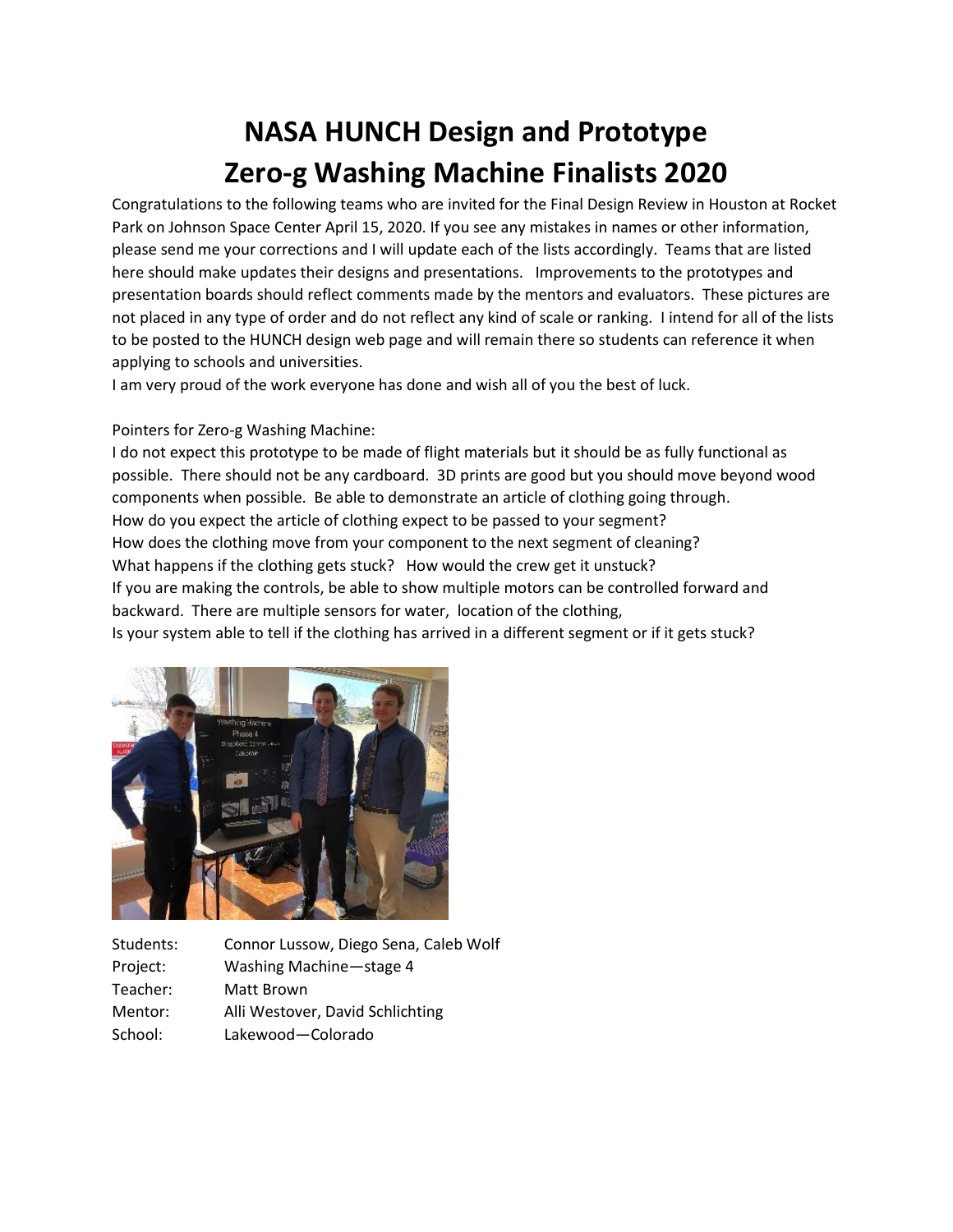# NASA HUNCH Design and Prototype
# Zero-g Washing Machine Finalists 2020

Congratulations to the following teams who are invited for the Final Design Review in Houston at Rocket Park on Johnson Space Center April 15, 2020. If you see any mistakes in names or other information, please send me your corrections and I will update each of the lists accordingly. Teams that are listed here should make updates their designs and presentations. Improvements to the prototypes and presentation boards should reflect comments made by the mentors and evaluators. These pictures are not placed in any type of order and do not reflect any kind of scale or ranking. I intend for all of the lists to be posted to the HUNCH design web page and will remain there so students can reference it when applying to schools and universities.

I am very proud of the work everyone has done and wish all of you the best of luck.

Pointers for Zero-g Washing Machine:

I do not expect this prototype to be made of flight materials but it should be as fully functional as possible. There should not be any cardboard. 3D prints are good but you should move beyond wood components when possible. Be able to demonstrate an article of clothing going through.

How do you expect the article of clothing expect to be passed to your segment?

How does the clothing move from your component to the next segment of cleaning?

What happens if the clothing gets stuck? How would the crew get it unstuck?

If you are making the controls, be able to show multiple motors can be controlled forward and backward. There are multiple sensors for water, location of the clothing,

Is your system able to tell if the clothing has arrived in a different segment or if it gets stuck?

| | |
|---|---|
| Students: | Connor Lussow, Diego Sena, Caleb Wolf |
| Project: | Washing Machine—stage 4 |
| Teacher: | Matt Brown |
| Mentor: | Alli Westover, David Schlichting |
| School: | Lakewood—Colorado |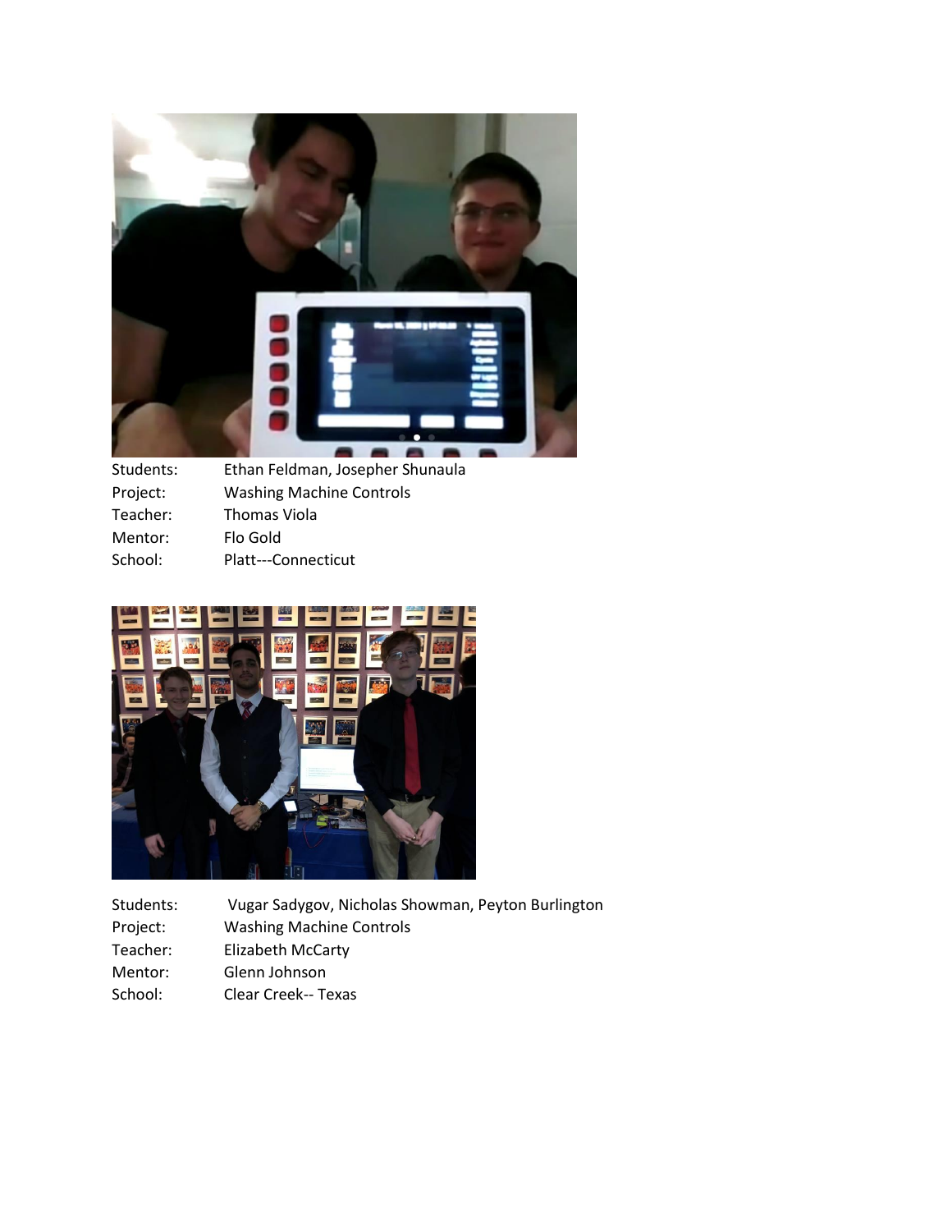Students: Ethan Feldman, Josepher Shunaula
Project: Washing Machine Controls
Teacher: Thomas Viola
Mentor: Flo Gold
School: Platt---Connecticut

Students: Vugar Sadygov, Nicholas Showman, Peyton Burlington
Project: Washing Machine Controls
Teacher: Elizabeth McCarty
Mentor: Glenn Johnson
School: Clear Creek-- Texas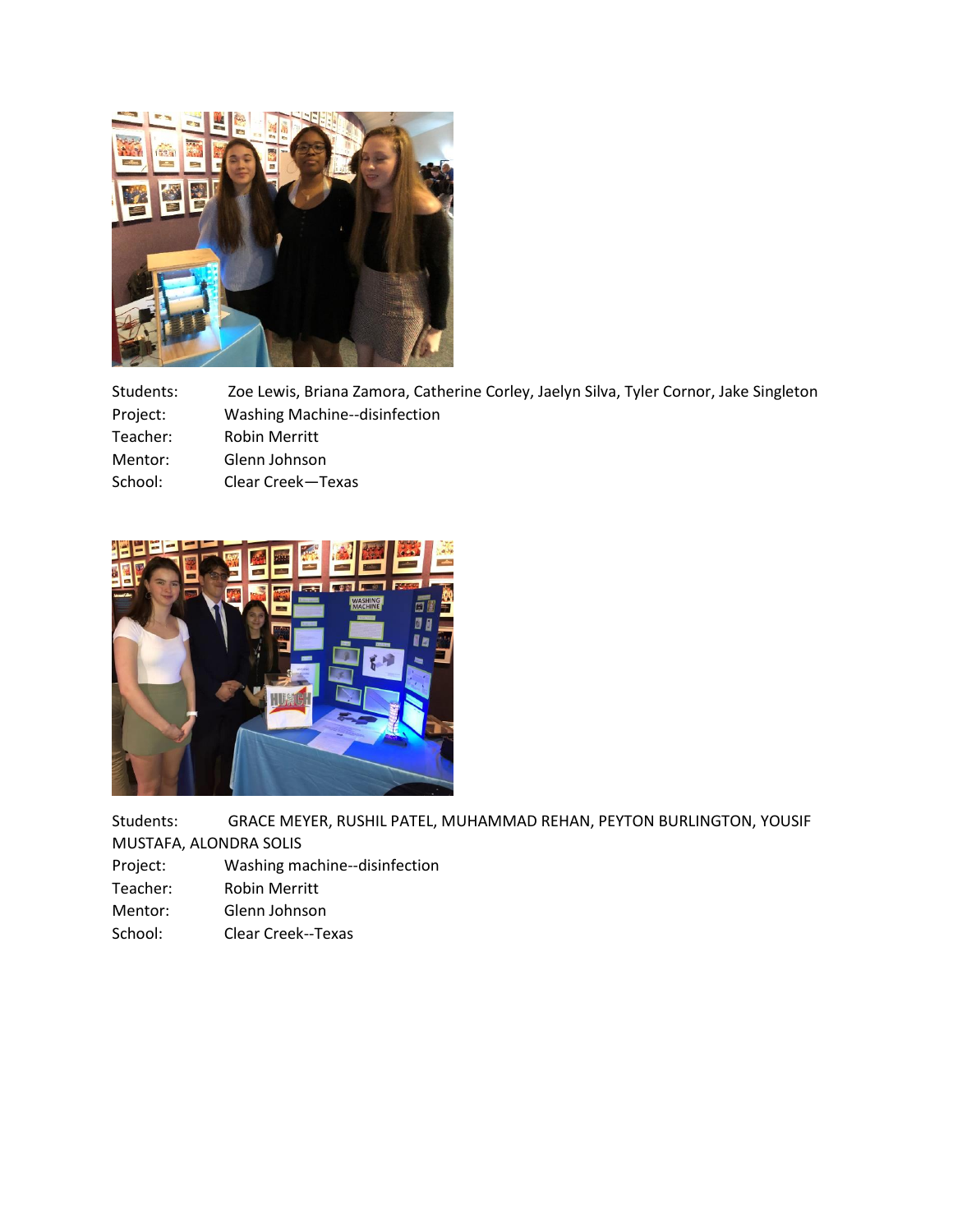Students: Zoe Lewis, Briana Zamora, Catherine Corley, Jaelyn Silva, Tyler Cornor, Jake Singleton

Project: Washing Machine--disinfection

Teacher: Robin Merritt

Mentor: Glenn Johnson

School: Clear Creek—Texas

Students: GRACE MEYER, RUSHIL PATEL, MUHAMMAD REHAN, PEYTON BURLINGTON, YOUSIF MUSTAFA, ALONDRA SOLIS

Project: Washing machine--disinfection

Teacher: Robin Merritt

Mentor: Glenn Johnson

School: Clear Creek--Texas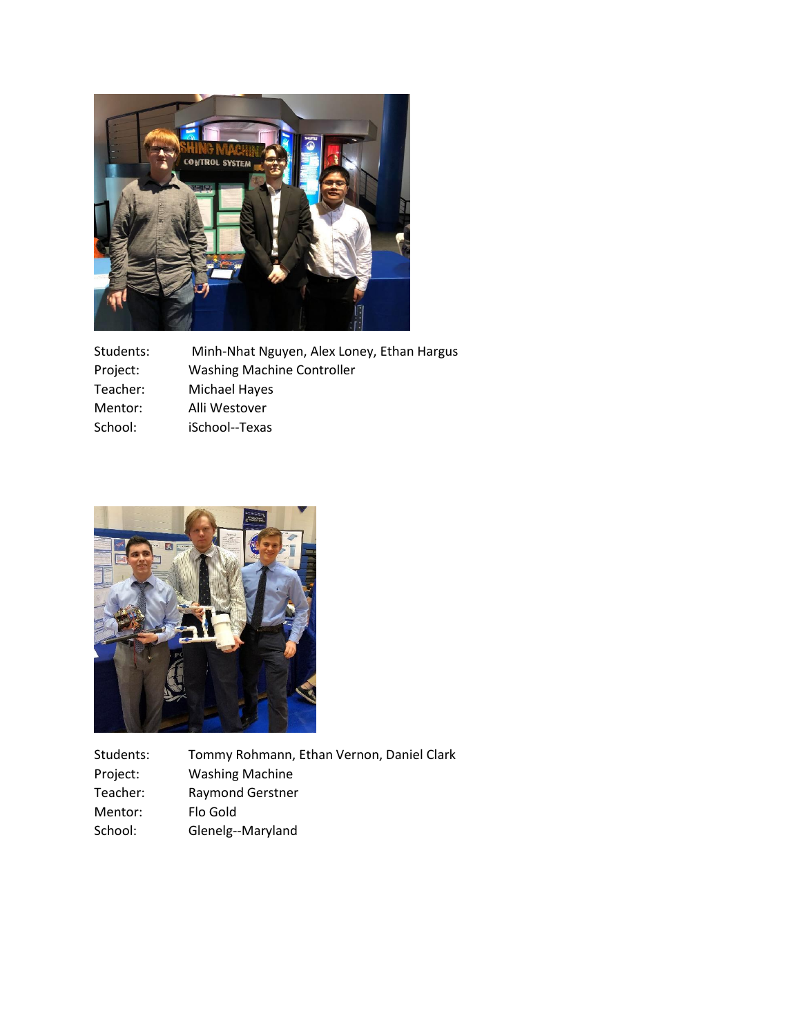Students: Minh-Nhat Nguyen, Alex Loney, Ethan Hargus
Project: Washing Machine Controller
Teacher: Michael Hayes
Mentor: Alli Westover
School: iSchool--Texas

Students: Tommy Rohmann, Ethan Vernon, Daniel Clark
Project: Washing Machine
Teacher: Raymond Gerstner
Mentor: Flo Gold
School: Glenelg--Maryland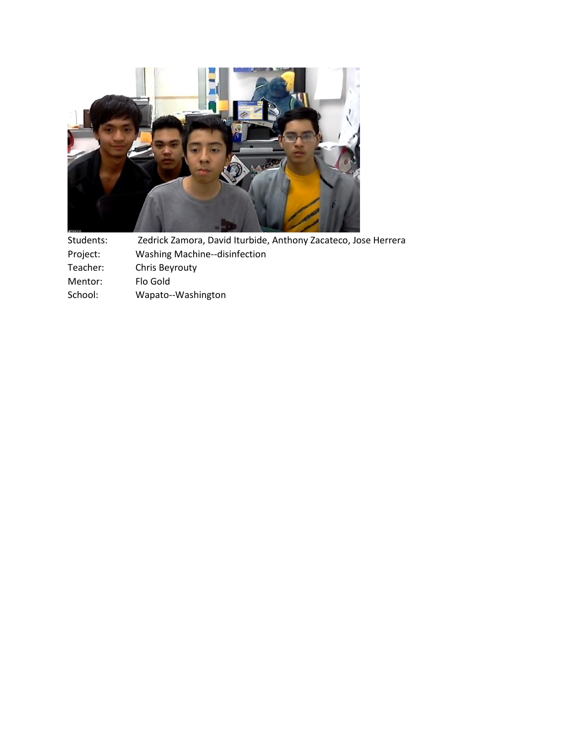Students: Zedrick Zamora, David Iturbide, Anthony Zacateco, Jose Herrera

Project: Washing Machine--disinfection

Teacher: Chris Beyrouty

Mentor: Flo Gold

School: Wapato--Washington